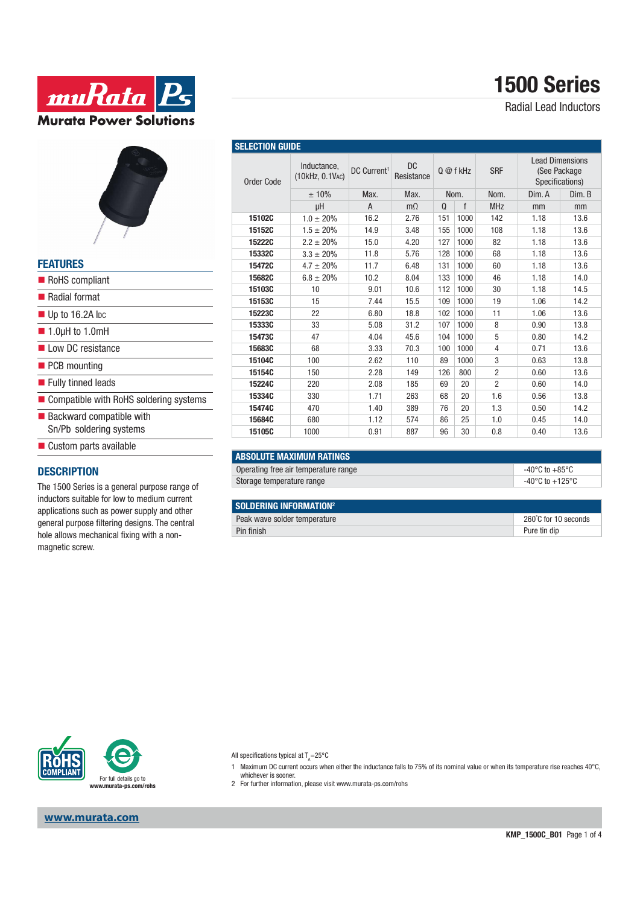# 1500 Series

Radial Lead Inductors

## FEATURES

- RoHS compliant
- Radial format
- Up to 16.2A IDC
- 1.0µH to 1.0mH
- Low DC resistance
- PCB mounting
- Fully tinned leads
- Compatible with RoHS soldering systems
- Backward compatible with Sn/Pb soldering systems
- Custom parts available

## DESCRIPTION

The 1500 Series is a general purpose range of inductors suitable for low to medium current applications such as power supply and other general purpose filtering designs. The central hole allows mechanical fixing with a non-magnetic screw.

## SELECTION GUIDE

| Order Code | Inductance, (10kHz, 0.1VAC) | DC Current[1] | DC Resistance | Q @ f kHz | | SRF | Lead Dimensions (See Package Specifications) | |
|---|---|---|---|---|---|---|---|---|
| | ± 10% | Max. | Max. | Nom. | | Nom. | Dim. A | Dim. B |
| | µH | A | mΩ | Q | f | MHz | mm | mm |
| **15102C** | 1.0 ± 20% | 16.2 | 2.76 | 151 | 1000 | 142 | 1.18 | 13.6 |
| **15152C** | 1.5 ± 20% | 14.9 | 3.48 | 155 | 1000 | 108 | 1.18 | 13.6 |
| **15222C** | 2.2 ± 20% | 15.0 | 4.20 | 127 | 1000 | 82 | 1.18 | 13.6 |
| **15332C** | 3.3 ± 20% | 11.8 | 5.76 | 128 | 1000 | 68 | 1.18 | 13.6 |
| **15472C** | 4.7 ± 20% | 11.7 | 6.48 | 131 | 1000 | 60 | 1.18 | 13.6 |
| **15682C** | 6.8 ± 20% | 10.2 | 8.04 | 133 | 1000 | 46 | 1.18 | 14.0 |
| **15103C** | 10 | 9.01 | 10.6 | 112 | 1000 | 30 | 1.18 | 14.5 |
| **15153C** | 15 | 7.44 | 15.5 | 109 | 1000 | 19 | 1.06 | 14.2 |
| **15223C** | 22 | 6.80 | 18.8 | 102 | 1000 | 11 | 1.06 | 13.6 |
| **15333C** | 33 | 5.08 | 31.2 | 107 | 1000 | 8 | 0.90 | 13.8 |
| **15473C** | 47 | 4.04 | 45.6 | 104 | 1000 | 5 | 0.80 | 14.2 |
| **15683C** | 68 | 3.33 | 70.3 | 100 | 1000 | 4 | 0.71 | 13.6 |
| **15104C** | 100 | 2.62 | 110 | 89 | 1000 | 3 | 0.63 | 13.8 |
| **15154C** | 150 | 2.28 | 149 | 126 | 800 | 2 | 0.60 | 13.6 |
| **15224C** | 220 | 2.08 | 185 | 69 | 20 | 2 | 0.60 | 14.0 |
| **15334C** | 330 | 1.71 | 263 | 68 | 20 | 1.6 | 0.56 | 13.8 |
| **15474C** | 470 | 1.40 | 389 | 76 | 20 | 1.3 | 0.50 | 14.2 |
| **15684C** | 680 | 1.12 | 574 | 86 | 25 | 1.0 | 0.45 | 14.0 |
| **15105C** | 1000 | 0.91 | 887 | 96 | 30 | 0.8 | 0.40 | 13.6 |

## ABSOLUTE MAXIMUM RATINGS

| | |
|---|---|
| Operating free air temperature range | -40°C to +85°C |
| Storage temperature range | -40°C to +125°C |

## SOLDERING INFORMATION[2]

| | |
|---|---|
| Peak wave solder temperature | 260°C for 10 seconds |
| Pin finish | Pure tin dip |

For full details go to www.murata-ps.com/rohs

All specifications typical at $T_A$=25°C

1 Maximum DC current occurs when either the inductance falls to 75% of its nominal value or when its temperature rise reaches 40°C, whichever is sooner.

2 For further information, please visit www.murata-ps.com/rohs

www.murata.com

KMP_1500C_B01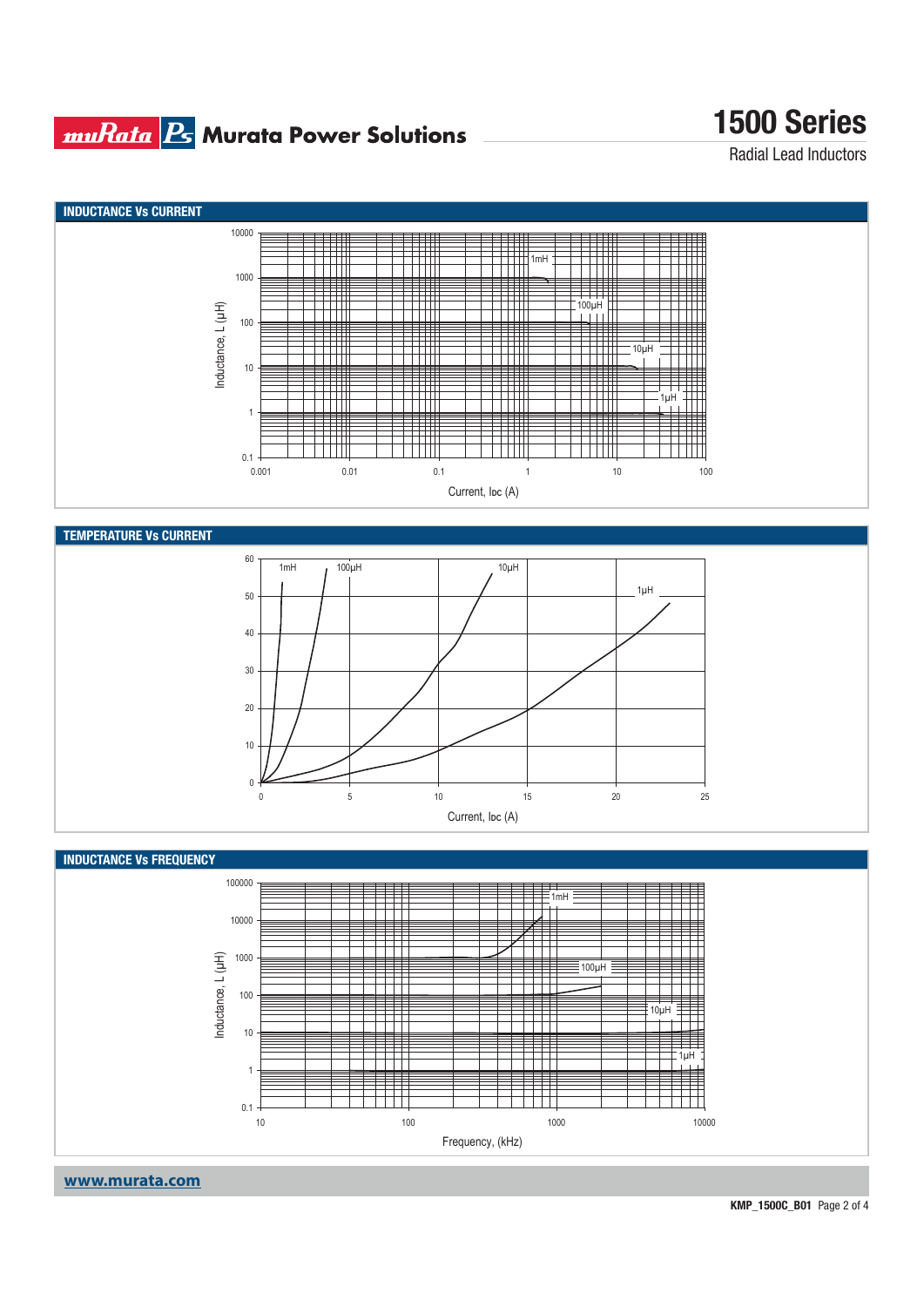## INDUCTANCE Vs CURRENT

Inductance, L (µH)

10000
1000
100
10
1
0.1

1mH
100µH
10µH
1µH

0.001 0.01 0.1 1 10 100

Current, IDC (A)

## TEMPERATURE Vs CURRENT

60
50
40
30
20
10
0

1mH
100µH
10µH
1µH

0 5 10 15 20 25

Current, IDC (A)

## INDUCTANCE Vs FREQUENCY

Inductance, L (µH)

100000
10000
1000
100
10
1
0.1

1mH
100µH
10µH
1µH

10 100 1000 10000

Frequency, (kHz)

www.murata.com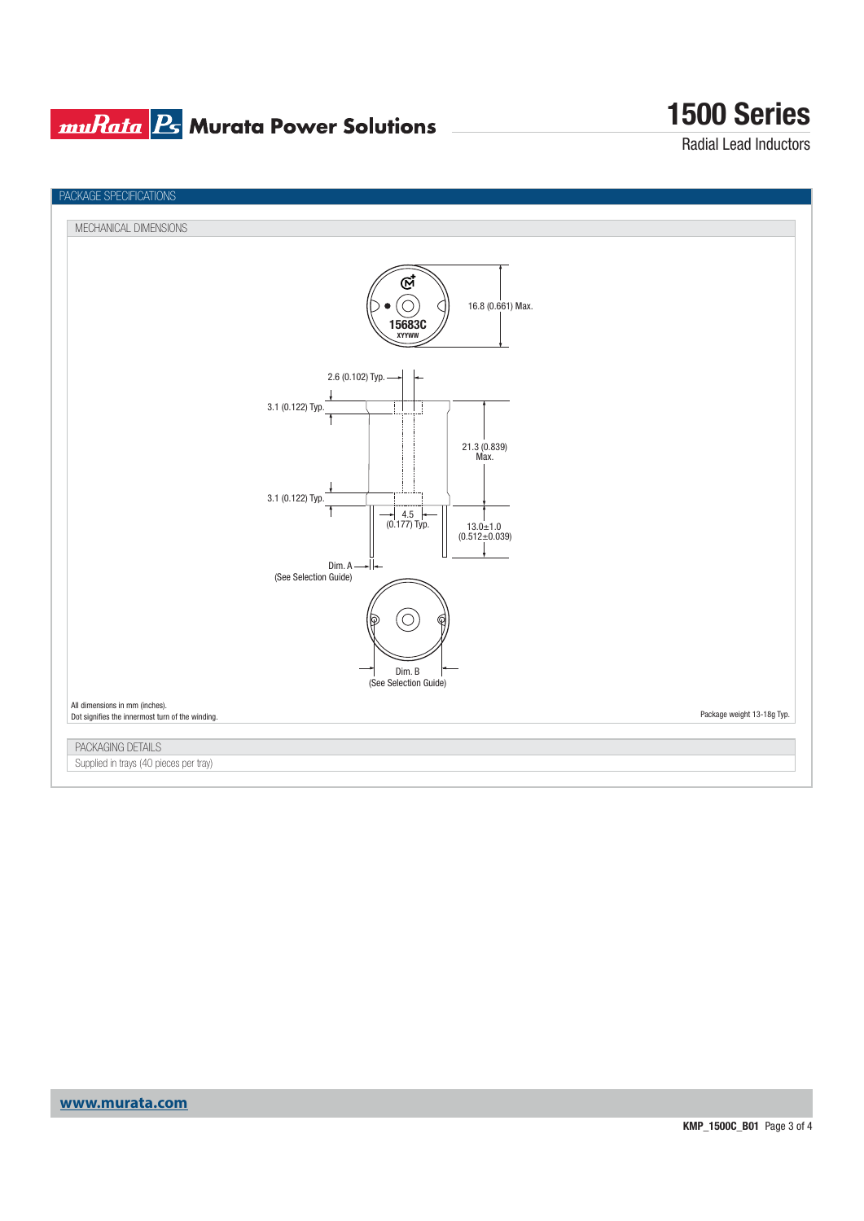## PACKAGE SPECIFICATIONS

### MECHANICAL DIMENSIONS

15683C
XYYWW

16.8 (0.661) Max.

2.6 (0.102) Typ.

3.1 (0.122) Typ.

21.3 (0.839) Max.

3.1 (0.122) Typ.

4.5 (0.177) Typ.

13.0±1.0 (0.512±0.039)

Dim. A (See Selection Guide)

Dim. B (See Selection Guide)

All dimensions in mm (inches).
Dot signifies the innermost turn of the winding.

Package weight 13-18g Typ.

### PACKAGING DETAILS

Supplied in trays (40 pieces per tray)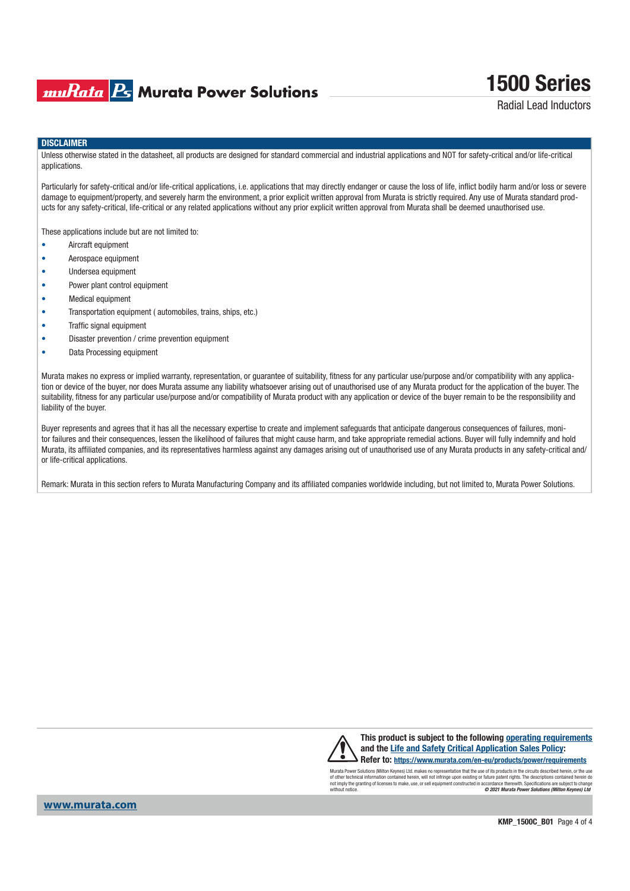## DISCLAIMER

Unless otherwise stated in the datasheet, all products are designed for standard commercial and industrial applications and NOT for safety-critical and/or life-critical applications.

Particularly for safety-critical and/or life-critical applications, i.e. applications that may directly endanger or cause the loss of life, inflict bodily harm and/or loss or severe damage to equipment/property, and severely harm the environment, a prior explicit written approval from Murata is strictly required. Any use of Murata standard products for any safety-critical, life-critical or any related applications without any prior explicit written approval from Murata shall be deemed unauthorised use.

These applications include but are not limited to:

- Aircraft equipment
- Aerospace equipment
- Undersea equipment
- Power plant control equipment
- Medical equipment
- Transportation equipment ( automobiles, trains, ships, etc.)
- Traffic signal equipment
- Disaster prevention / crime prevention equipment
- Data Processing equipment

Murata makes no express or implied warranty, representation, or guarantee of suitability, fitness for any particular use/purpose and/or compatibility with any application or device of the buyer, nor does Murata assume any liability whatsoever arising out of unauthorised use of any Murata product for the application of the buyer. The suitability, fitness for any particular use/purpose and/or compatibility of Murata product with any application or device of the buyer remain to be the responsibility and liability of the buyer.

Buyer represents and agrees that it has all the necessary expertise to create and implement safeguards that anticipate dangerous consequences of failures, monitor failures and their consequences, lessen the likelihood of failures that might cause harm, and take appropriate remedial actions. Buyer will fully indemnify and hold Murata, its affiliated companies, and its representatives harmless against any damages arising out of unauthorised use of any Murata products in any safety-critical and/or life-critical applications.

Remark: Murata in this section refers to Murata Manufacturing Company and its affiliated companies worldwide including, but not limited to, Murata Power Solutions.

**This product is subject to the following operating requirements and the Life and Safety Critical Application Sales Policy:**
**Refer to: https://www.murata.com/en-eu/products/power/requirements**

Murata Power Solutions (Milton Keynes) Ltd. makes no representation that the use of its products in the circuits described herein, or the use of other technical information contained herein, will not infringe upon existing or future patent rights. The descriptions contained herein do not imply the granting of licenses to make, use, or sell equipment constructed in accordance therewith. Specifications are subject to change without notice.

***© 2021 Murata Power Solutions (Milton Keynes) Ltd***